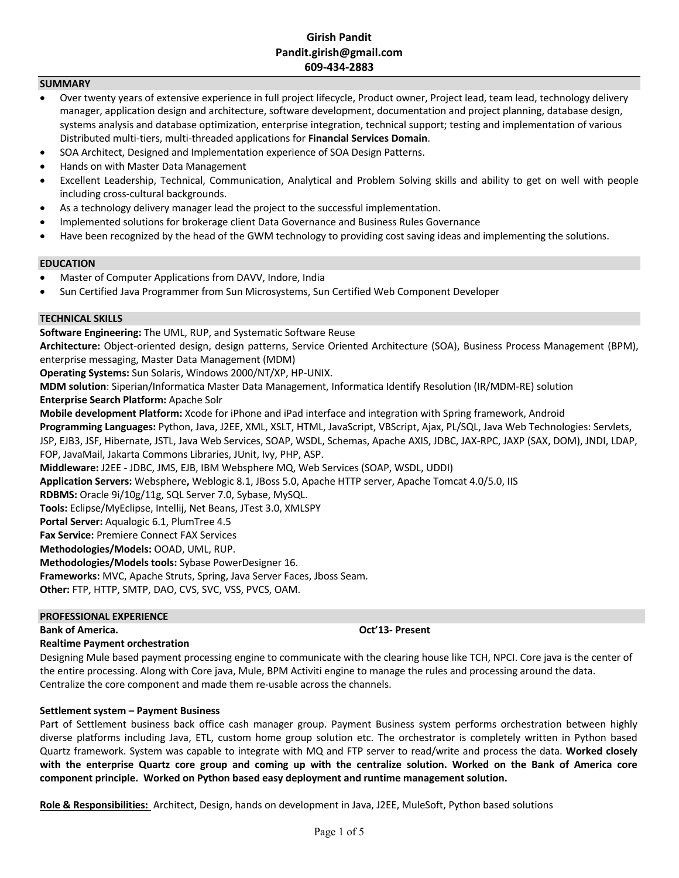# Girish Pandit

**Pandit.girish@gmail.com**
**609-434-2883**

## SUMMARY

- Over twenty years of extensive experience in full project lifecycle, Product owner, Project lead, team lead, technology delivery manager, application design and architecture, software development, documentation and project planning, database design, systems analysis and database optimization, enterprise integration, technical support; testing and implementation of various Distributed multi-tiers, multi-threaded applications for **Financial Services Domain**.
- SOA Architect, Designed and Implementation experience of SOA Design Patterns.
- Hands on with Master Data Management
- Excellent Leadership, Technical, Communication, Analytical and Problem Solving skills and ability to get on well with people including cross-cultural backgrounds.
- As a technology delivery manager lead the project to the successful implementation.
- Implemented solutions for brokerage client Data Governance and Business Rules Governance
- Have been recognized by the head of the GWM technology to providing cost saving ideas and implementing the solutions.

## EDUCATION

- Master of Computer Applications from DAVV, Indore, India
- Sun Certified Java Programmer from Sun Microsystems, Sun Certified Web Component Developer

## TECHNICAL SKILLS

**Software Engineering:** The UML, RUP, and Systematic Software Reuse
**Architecture:** Object-oriented design, design patterns, Service Oriented Architecture (SOA), Business Process Management (BPM), enterprise messaging, Master Data Management (MDM)
**Operating Systems:** Sun Solaris, Windows 2000/NT/XP, HP-UNIX.
**MDM solution**: Siperian/Informatica Master Data Management, Informatica Identify Resolution (IR/MDM-RE) solution
**Enterprise Search Platform:** Apache Solr
**Mobile development Platform:** Xcode for iPhone and iPad interface and integration with Spring framework, Android
**Programming Languages:** Python, Java, J2EE, XML, XSLT, HTML, JavaScript, VBScript, Ajax, PL/SQL, Java Web Technologies: Servlets, JSP, EJB3, JSF, Hibernate, JSTL, Java Web Services, SOAP, WSDL, Schemas, Apache AXIS, JDBC, JAX-RPC, JAXP (SAX, DOM), JNDI, LDAP, FOP, JavaMail, Jakarta Commons Libraries, JUnit, Ivy, PHP, ASP.
**Middleware:** J2EE - JDBC, JMS, EJB, IBM Websphere MQ, Web Services (SOAP, WSDL, UDDI)
**Application Servers:** Websphere**,** Weblogic 8.1, JBoss 5.0, Apache HTTP server, Apache Tomcat 4.0/5.0, IIS
**RDBMS:** Oracle 9i/10g/11g, SQL Server 7.0, Sybase, MySQL.
**Tools:** Eclipse/MyEclipse, Intellij, Net Beans, JTest 3.0, XMLSPY
**Portal Server:** Aqualogic 6.1, PlumTree 4.5
**Fax Service:** Premiere Connect FAX Services
**Methodologies/Models:** OOAD, UML, RUP.
**Methodologies/Models tools:** Sybase PowerDesigner 16.
**Frameworks:** MVC, Apache Struts, Spring, Java Server Faces, Jboss Seam.
**Other:** FTP, HTTP, SMTP, DAO, CVS, SVC, VSS, PVCS, OAM.

## PROFESSIONAL EXPERIENCE

**Bank of America.** **Oct'13- Present**

**Realtime Payment orchestration**

Designing Mule based payment processing engine to communicate with the clearing house like TCH, NPCI. Core java is the center of the entire processing. Along with Core java, Mule, BPM Activiti engine to manage the rules and processing around the data. Centralize the core component and made them re-usable across the channels.

**Settlement system – Payment Business**

Part of Settlement business back office cash manager group. Payment Business system performs orchestration between highly diverse platforms including Java, ETL, custom home group solution etc. The orchestrator is completely written in Python based Quartz framework. System was capable to integrate with MQ and FTP server to read/write and process the data. **Worked closely with the enterprise Quartz core group and coming up with the centralize solution. Worked on the Bank of America core component principle. Worked on Python based easy deployment and runtime management solution.**

**Role & Responsibilities:** Architect, Design, hands on development in Java, J2EE, MuleSoft, Python based solutions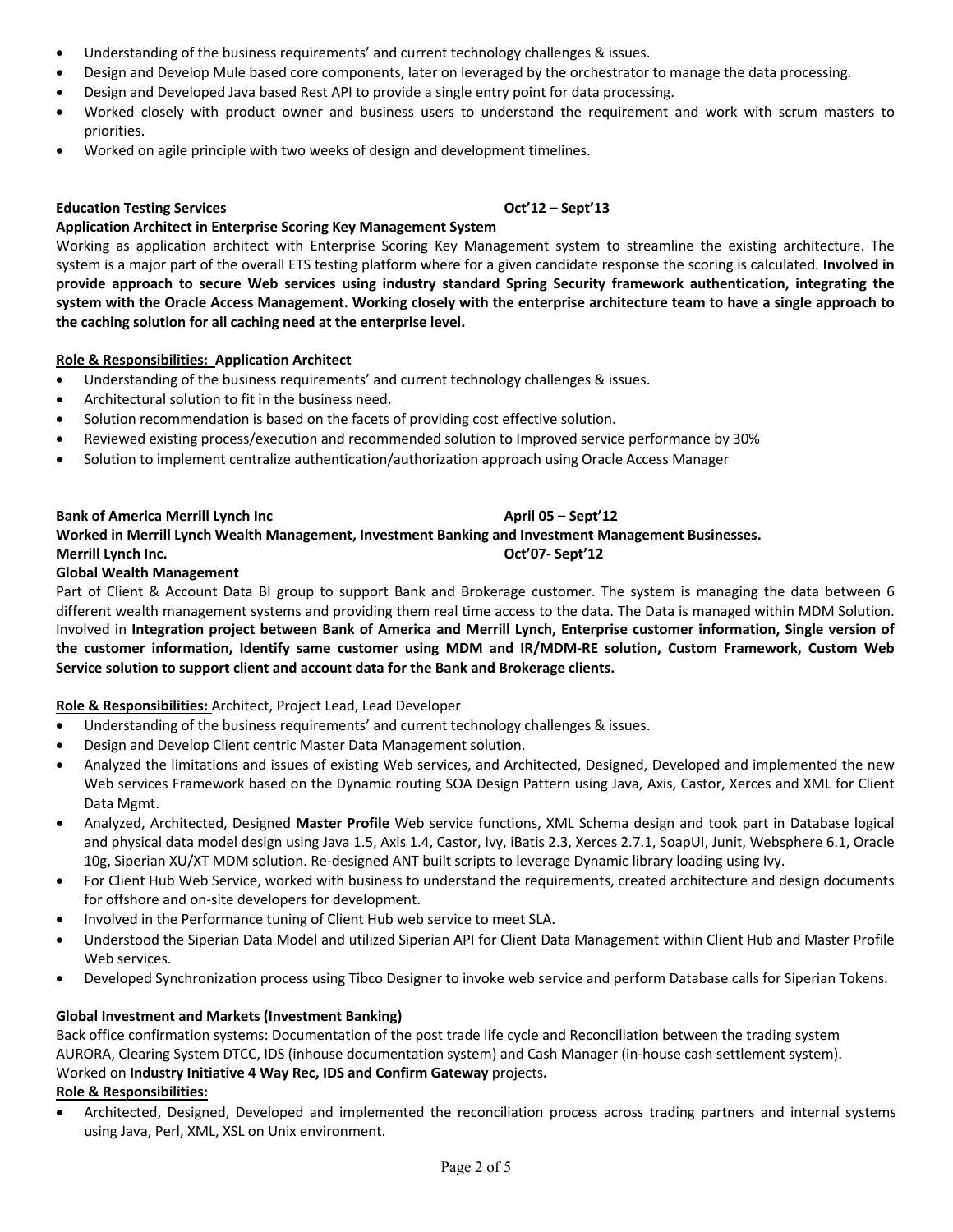- Understanding of the business requirements' and current technology challenges & issues.
- Design and Develop Mule based core components, later on leveraged by the orchestrator to manage the data processing.
- Design and Developed Java based Rest API to provide a single entry point for data processing.
- Worked closely with product owner and business users to understand the requirement and work with scrum masters to priorities.
- Worked on agile principle with two weeks of design and development timelines.

**Education Testing Services** **Oct'12 – Sept'13**

**Application Architect in Enterprise Scoring Key Management System**

Working as application architect with Enterprise Scoring Key Management system to streamline the existing architecture. The system is a major part of the overall ETS testing platform where for a given candidate response the scoring is calculated. **Involved in provide approach to secure Web services using industry standard Spring Security framework authentication, integrating the system with the Oracle Access Management. Working closely with the enterprise architecture team to have a single approach to the caching solution for all caching need at the enterprise level.**

**<u>Role & Responsibilities:</u> Application Architect**

- Understanding of the business requirements' and current technology challenges & issues.
- Architectural solution to fit in the business need.
- Solution recommendation is based on the facets of providing cost effective solution.
- Reviewed existing process/execution and recommended solution to Improved service performance by 30%
- Solution to implement centralize authentication/authorization approach using Oracle Access Manager

**Bank of America Merrill Lynch Inc** **April 05 – Sept'12**

**Worked in Merrill Lynch Wealth Management, Investment Banking and Investment Management Businesses.**

**Merrill Lynch Inc.** **Oct'07- Sept'12**

**Global Wealth Management**

Part of Client & Account Data BI group to support Bank and Brokerage customer. The system is managing the data between 6 different wealth management systems and providing them real time access to the data. The Data is managed within MDM Solution. Involved in **Integration project between Bank of America and Merrill Lynch, Enterprise customer information, Single version of the customer information, Identify same customer using MDM and IR/MDM-RE solution, Custom Framework, Custom Web Service solution to support client and account data for the Bank and Brokerage clients.**

**<u>Role & Responsibilities:</u>** Architect, Project Lead, Lead Developer

- Understanding of the business requirements' and current technology challenges & issues.
- Design and Develop Client centric Master Data Management solution.
- Analyzed the limitations and issues of existing Web services, and Architected, Designed, Developed and implemented the new Web services Framework based on the Dynamic routing SOA Design Pattern using Java, Axis, Castor, Xerces and XML for Client Data Mgmt.
- Analyzed, Architected, Designed **Master Profile** Web service functions, XML Schema design and took part in Database logical and physical data model design using Java 1.5, Axis 1.4, Castor, Ivy, iBatis 2.3, Xerces 2.7.1, SoapUI, Junit, Websphere 6.1, Oracle 10g, Siperian XU/XT MDM solution. Re-designed ANT built scripts to leverage Dynamic library loading using Ivy.
- For Client Hub Web Service, worked with business to understand the requirements, created architecture and design documents for offshore and on-site developers for development.
- Involved in the Performance tuning of Client Hub web service to meet SLA.
- Understood the Siperian Data Model and utilized Siperian API for Client Data Management within Client Hub and Master Profile Web services.
- Developed Synchronization process using Tibco Designer to invoke web service and perform Database calls for Siperian Tokens.

**Global Investment and Markets (Investment Banking)**

Back office confirmation systems: Documentation of the post trade life cycle and Reconciliation between the trading system AURORA, Clearing System DTCC, IDS (inhouse documentation system) and Cash Manager (in-house cash settlement system).
Worked on **Industry Initiative 4 Way Rec, IDS and Confirm Gateway** projects**.**

**<u>Role & Responsibilities:</u>**

- Architected, Designed, Developed and implemented the reconciliation process across trading partners and internal systems using Java, Perl, XML, XSL on Unix environment.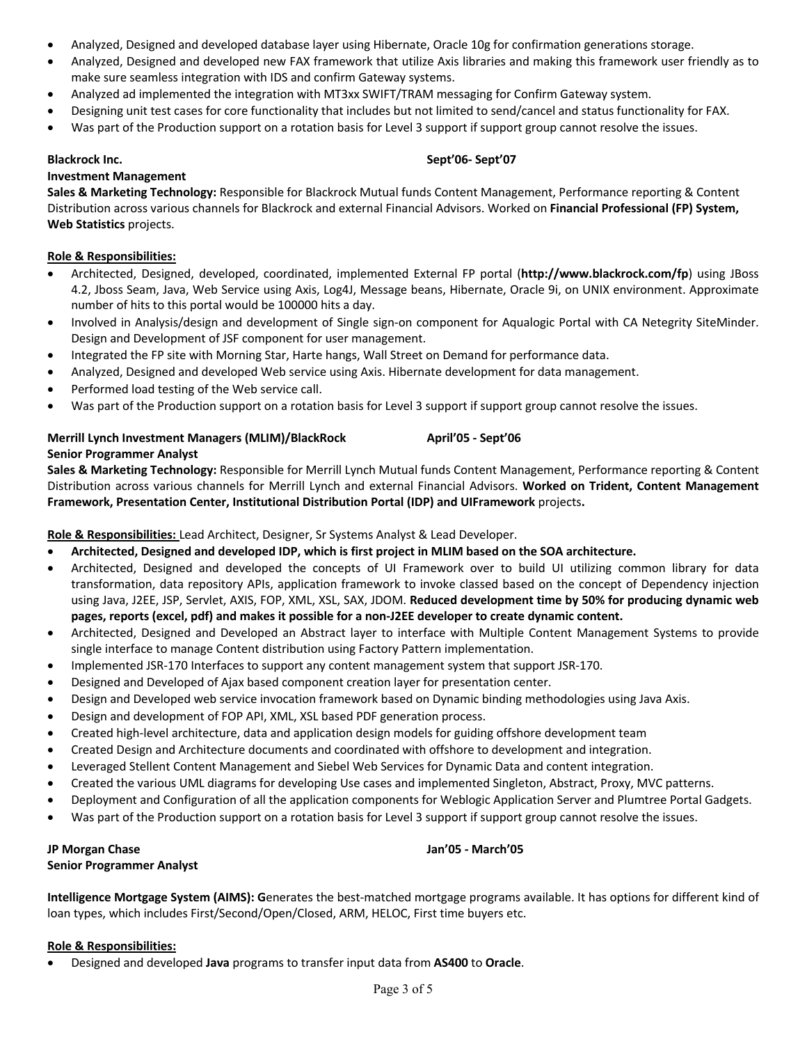- Analyzed, Designed and developed database layer using Hibernate, Oracle 10g for confirmation generations storage.
- Analyzed, Designed and developed new FAX framework that utilize Axis libraries and making this framework user friendly as to make sure seamless integration with IDS and confirm Gateway systems.
- Analyzed ad implemented the integration with MT3xx SWIFT/TRAM messaging for Confirm Gateway system.
- Designing unit test cases for core functionality that includes but not limited to send/cancel and status functionality for FAX.
- Was part of the Production support on a rotation basis for Level 3 support if support group cannot resolve the issues.

**Blackrock Inc.** **Sept'06- Sept'07**
**Investment Management**
**Sales & Marketing Technology:** Responsible for Blackrock Mutual funds Content Management, Performance reporting & Content Distribution across various channels for Blackrock and external Financial Advisors. Worked on **Financial Professional (FP) System, Web Statistics** projects.

**Role & Responsibilities:**

- Architected, Designed, developed, coordinated, implemented External FP portal (**http://www.blackrock.com/fp**) using JBoss 4.2, Jboss Seam, Java, Web Service using Axis, Log4J, Message beans, Hibernate, Oracle 9i, on UNIX environment. Approximate number of hits to this portal would be 100000 hits a day.
- Involved in Analysis/design and development of Single sign-on component for Aqualogic Portal with CA Netegrity SiteMinder. Design and Development of JSF component for user management.
- Integrated the FP site with Morning Star, Harte hangs, Wall Street on Demand for performance data.
- Analyzed, Designed and developed Web service using Axis. Hibernate development for data management.
- Performed load testing of the Web service call.
- Was part of the Production support on a rotation basis for Level 3 support if support group cannot resolve the issues.

**Merrill Lynch Investment Managers (MLIM)/BlackRock** **April'05 - Sept'06**
**Senior Programmer Analyst**
**Sales & Marketing Technology:** Responsible for Merrill Lynch Mutual funds Content Management, Performance reporting & Content Distribution across various channels for Merrill Lynch and external Financial Advisors. **Worked on Trident, Content Management Framework, Presentation Center, Institutional Distribution Portal (IDP) and UIFramework** projects**.**

**Role & Responsibilities:** Lead Architect, Designer, Sr Systems Analyst & Lead Developer.

- **Architected, Designed and developed IDP, which is first project in MLIM based on the SOA architecture.**
- Architected, Designed and developed the concepts of UI Framework over to build UI utilizing common library for data transformation, data repository APIs, application framework to invoke classed based on the concept of Dependency injection using Java, J2EE, JSP, Servlet, AXIS, FOP, XML, XSL, SAX, JDOM. **Reduced development time by 50% for producing dynamic web pages, reports (excel, pdf) and makes it possible for a non-J2EE developer to create dynamic content.**
- Architected, Designed and Developed an Abstract layer to interface with Multiple Content Management Systems to provide single interface to manage Content distribution using Factory Pattern implementation.
- Implemented JSR-170 Interfaces to support any content management system that support JSR-170.
- Designed and Developed of Ajax based component creation layer for presentation center.
- Design and Developed web service invocation framework based on Dynamic binding methodologies using Java Axis.
- Design and development of FOP API, XML, XSL based PDF generation process.
- Created high-level architecture, data and application design models for guiding offshore development team
- Created Design and Architecture documents and coordinated with offshore to development and integration.
- Leveraged Stellent Content Management and Siebel Web Services for Dynamic Data and content integration.
- Created the various UML diagrams for developing Use cases and implemented Singleton, Abstract, Proxy, MVC patterns.
- Deployment and Configuration of all the application components for Weblogic Application Server and Plumtree Portal Gadgets.
- Was part of the Production support on a rotation basis for Level 3 support if support group cannot resolve the issues.

**JP Morgan Chase** **Jan'05 - March'05**
**Senior Programmer Analyst**

**Intelligence Mortgage System (AIMS): G**enerates the best-matched mortgage programs available. It has options for different kind of loan types, which includes First/Second/Open/Closed, ARM, HELOC, First time buyers etc.

**Role & Responsibilities:**

- Designed and developed **Java** programs to transfer input data from **AS400** to **Oracle**.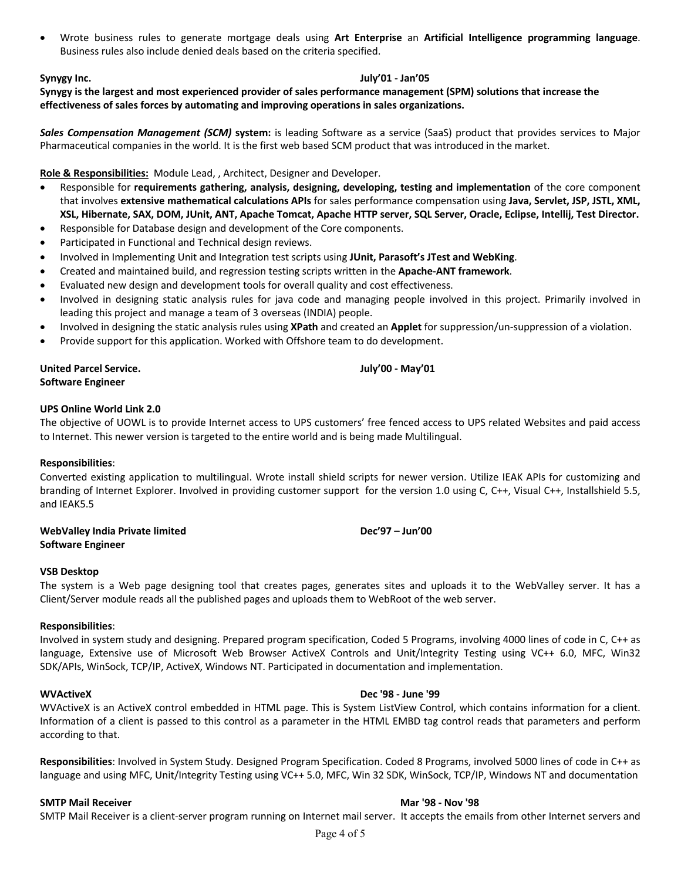- Wrote business rules to generate mortgage deals using **Art Enterprise** an **Artificial Intelligence programming language**. Business rules also include denied deals based on the criteria specified.

**Synygy Inc.** **July'01 - Jan'05**

**Synygy is the largest and most experienced provider of sales performance management (SPM) solutions that increase the effectiveness of sales forces by automating and improving operations in sales organizations.**

***Sales Compensation Management (SCM)* system:** is leading Software as a service (SaaS) product that provides services to Major Pharmaceutical companies in the world. It is the first web based SCM product that was introduced in the market.

**Role & Responsibilities:** Module Lead, , Architect, Designer and Developer.

- Responsible for **requirements gathering, analysis, designing, developing, testing and implementation** of the core component that involves **extensive mathematical calculations APIs** for sales performance compensation using **Java, Servlet, JSP, JSTL, XML, XSL, Hibernate, SAX, DOM, JUnit, ANT, Apache Tomcat, Apache HTTP server, SQL Server, Oracle, Eclipse, Intellij, Test Director.**
- Responsible for Database design and development of the Core components.
- Participated in Functional and Technical design reviews.
- Involved in Implementing Unit and Integration test scripts using **JUnit, Parasoft's JTest and WebKing**.
- Created and maintained build, and regression testing scripts written in the **Apache-ANT framework**.
- Evaluated new design and development tools for overall quality and cost effectiveness.
- Involved in designing static analysis rules for java code and managing people involved in this project. Primarily involved in leading this project and manage a team of 3 overseas (INDIA) people.
- Involved in designing the static analysis rules using **XPath** and created an **Applet** for suppression/un-suppression of a violation.
- Provide support for this application. Worked with Offshore team to do development.

**United Parcel Service.** **July'00 - May'01**
**Software Engineer**

**UPS Online World Link 2.0**

The objective of UOWL is to provide Internet access to UPS customers' free fenced access to UPS related Websites and paid access to Internet. This newer version is targeted to the entire world and is being made Multilingual.

**Responsibilities**:

Converted existing application to multilingual. Wrote install shield scripts for newer version. Utilize IEAK APIs for customizing and branding of Internet Explorer. Involved in providing customer support for the version 1.0 using C, C++, Visual C++, Installshield 5.5, and IEAK5.5

**WebValley India Private limited** **Dec'97 – Jun'00**
**Software Engineer**

**VSB Desktop**

The system is a Web page designing tool that creates pages, generates sites and uploads it to the WebValley server. It has a Client/Server module reads all the published pages and uploads them to WebRoot of the web server.

**Responsibilities**:

Involved in system study and designing. Prepared program specification, Coded 5 Programs, involving 4000 lines of code in C, C++ as language, Extensive use of Microsoft Web Browser ActiveX Controls and Unit/Integrity Testing using VC++ 6.0, MFC, Win32 SDK/APIs, WinSock, TCP/IP, ActiveX, Windows NT. Participated in documentation and implementation.

**WVActiveX** **Dec '98 - June '99**

WVActiveX is an ActiveX control embedded in HTML page. This is System ListView Control, which contains information for a client. Information of a client is passed to this control as a parameter in the HTML EMBD tag control reads that parameters and perform according to that.

**Responsibilities**: Involved in System Study. Designed Program Specification. Coded 8 Programs, involved 5000 lines of code in C++ as language and using MFC, Unit/Integrity Testing using VC++ 5.0, MFC, Win 32 SDK, WinSock, TCP/IP, Windows NT and documentation

**SMTP Mail Receiver** **Mar '98 - Nov '98**

SMTP Mail Receiver is a client-server program running on Internet mail server. It accepts the emails from other Internet servers and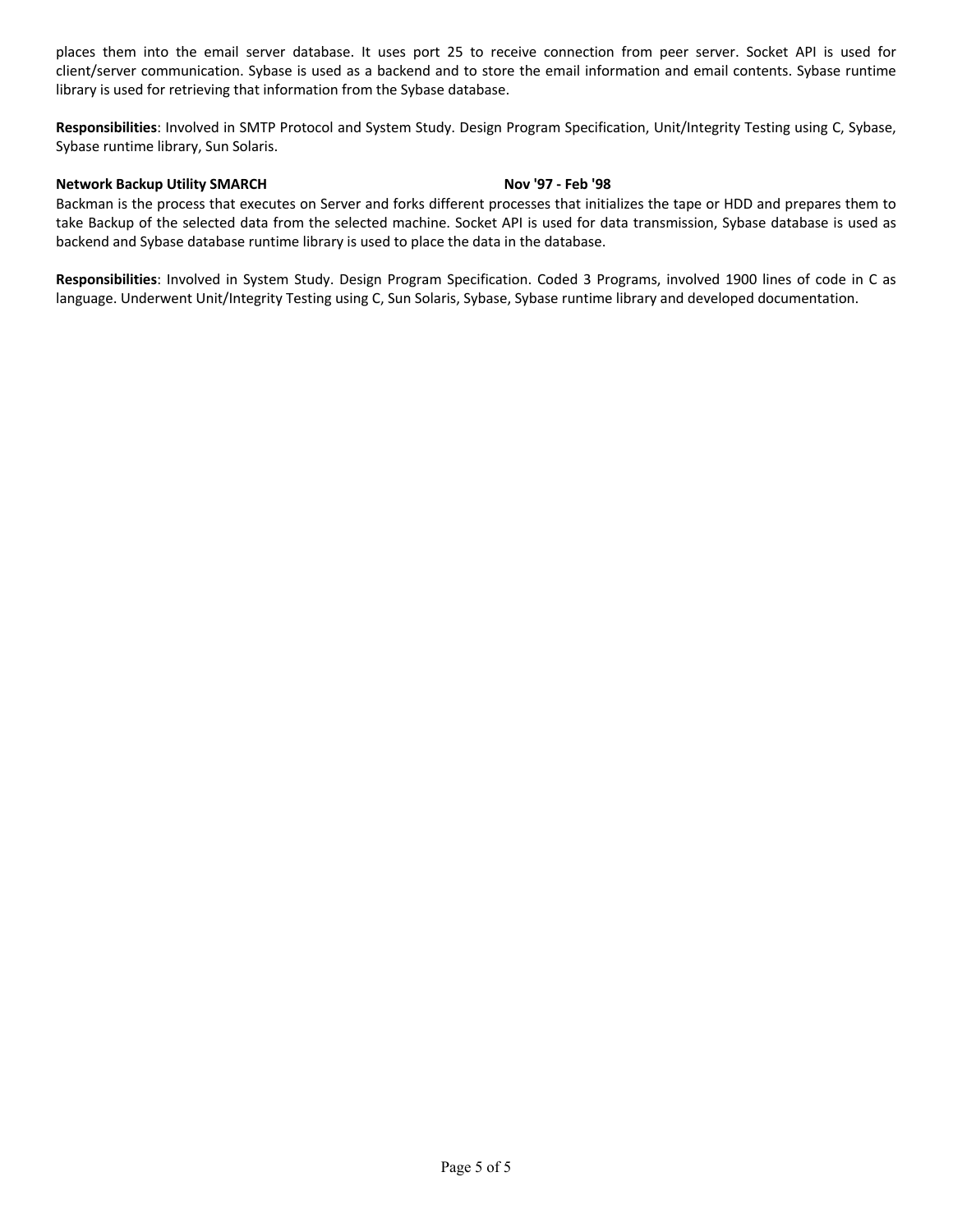places them into the email server database. It uses port 25 to receive connection from peer server. Socket API is used for client/server communication. Sybase is used as a backend and to store the email information and email contents. Sybase runtime library is used for retrieving that information from the Sybase database.

**Responsibilities**: Involved in SMTP Protocol and System Study. Design Program Specification, Unit/Integrity Testing using C, Sybase, Sybase runtime library, Sun Solaris.

**Network Backup Utility SMARCH** **Nov '97 - Feb '98**

Backman is the process that executes on Server and forks different processes that initializes the tape or HDD and prepares them to take Backup of the selected data from the selected machine. Socket API is used for data transmission, Sybase database is used as backend and Sybase database runtime library is used to place the data in the database.

**Responsibilities**: Involved in System Study. Design Program Specification. Coded 3 Programs, involved 1900 lines of code in C as language. Underwent Unit/Integrity Testing using C, Sun Solaris, Sybase, Sybase runtime library and developed documentation.